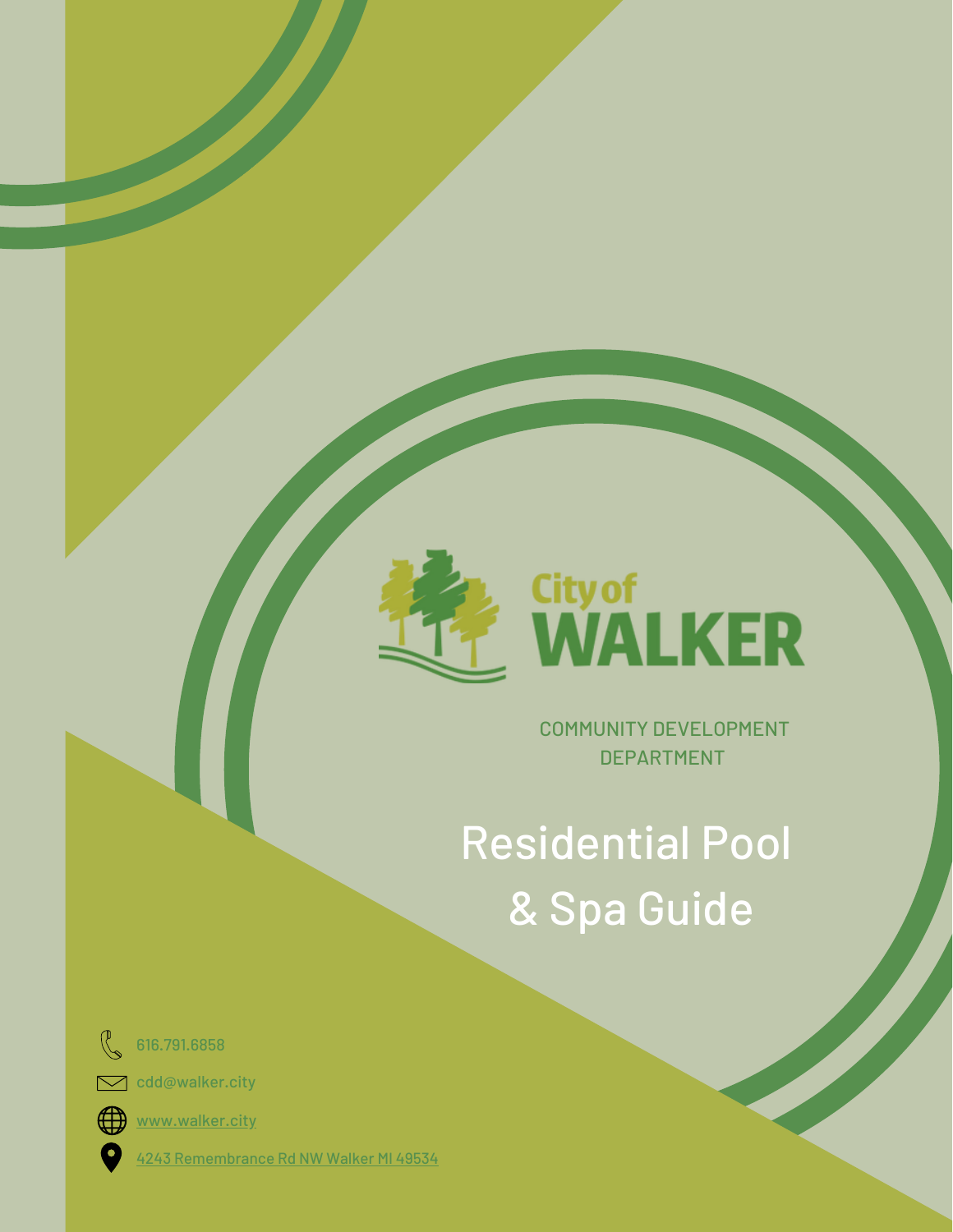City of WALKER

COMMUNITY DEVELOPMENT DEPARTMENT

# Residential Pool & Spa Guide

616.791.6858

cdd@walker.city

www.walker.city

4243 Remembrance Rd NW Walker MI 49534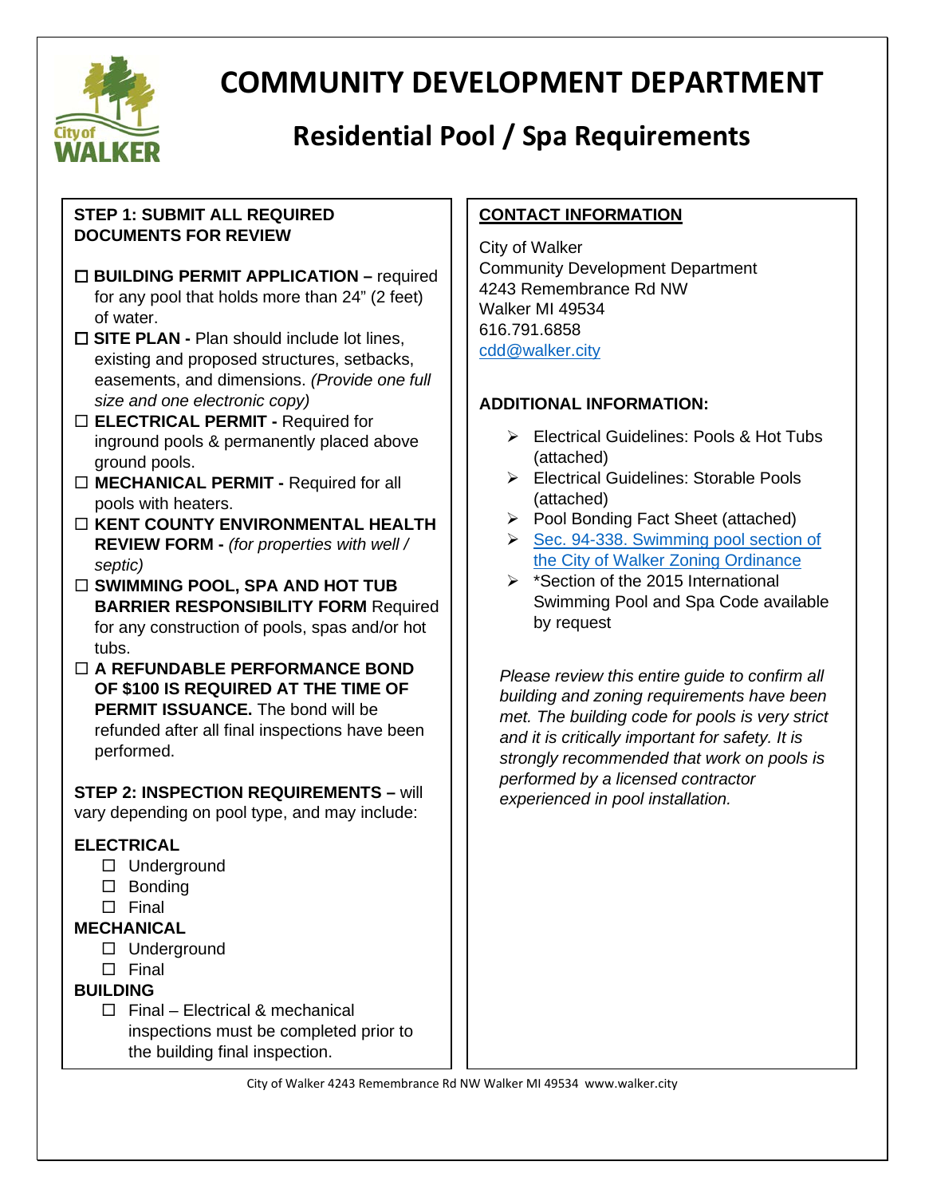# COMMUNITY DEVELOPMENT DEPARTMENT

## Residential Pool / Spa Requirements

**STEP 1: SUBMIT ALL REQUIRED DOCUMENTS FOR REVIEW**

- ☐ **BUILDING PERMIT APPLICATION –** required for any pool that holds more than 24" (2 feet) of water.
- ☐ **SITE PLAN -** Plan should include lot lines, existing and proposed structures, setbacks, easements, and dimensions. *(Provide one full size and one electronic copy)*
- ☐ **ELECTRICAL PERMIT -** Required for inground pools & permanently placed above ground pools.
- ☐ **MECHANICAL PERMIT -** Required for all pools with heaters.
- ☐ **KENT COUNTY ENVIRONMENTAL HEALTH REVIEW FORM -** *(for properties with well / septic)*
- ☐ **SWIMMING POOL, SPA AND HOT TUB BARRIER RESPONSIBILITY FORM** Required for any construction of pools, spas and/or hot tubs.
- ☐ **A REFUNDABLE PERFORMANCE BOND OF $100 IS REQUIRED AT THE TIME OF PERMIT ISSUANCE.** The bond will be refunded after all final inspections have been performed.

**STEP 2: INSPECTION REQUIREMENTS –** will vary depending on pool type, and may include:

**ELECTRICAL**

- ☐ Underground
- ☐ Bonding
- ☐ Final

**MECHANICAL**

- ☐ Underground
- ☐ Final

**BUILDING**

- ☐ Final – Electrical & mechanical inspections must be completed prior to the building final inspection.

**CONTACT INFORMATION**

City of Walker
Community Development Department
4243 Remembrance Rd NW
Walker MI 49534
616.791.6858
cdd@walker.city

**ADDITIONAL INFORMATION:**

- Electrical Guidelines: Pools & Hot Tubs (attached)
- Electrical Guidelines: Storable Pools (attached)
- Pool Bonding Fact Sheet (attached)
- Sec. 94-338. Swimming pool section of the City of Walker Zoning Ordinance
- *Section of the 2015 International Swimming Pool and Spa Code available by request

*Please review this entire guide to confirm all building and zoning requirements have been met. The building code for pools is very strict and it is critically important for safety. It is strongly recommended that work on pools is performed by a licensed contractor experienced in pool installation.*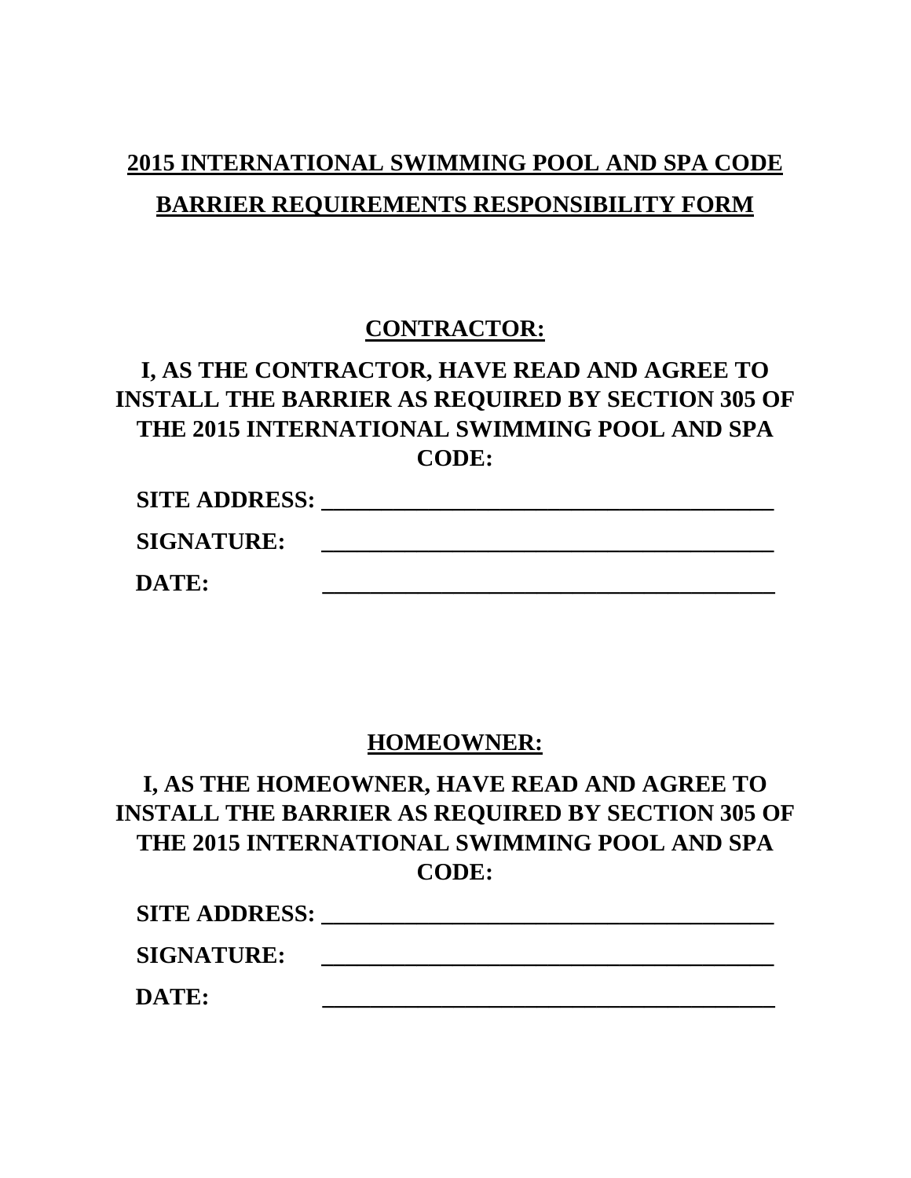# 2015 INTERNATIONAL SWIMMING POOL AND SPA CODE

# BARRIER REQUIREMENTS RESPONSIBILITY FORM

## CONTRACTOR:

**I, AS THE CONTRACTOR, HAVE READ AND AGREE TO INSTALL THE BARRIER AS REQUIRED BY SECTION 305 OF THE 2015 INTERNATIONAL SWIMMING POOL AND SPA CODE:**

**SITE ADDRESS:** ________________________________________

**SIGNATURE:** ________________________________________

**DATE:** ________________________________________

## HOMEOWNER:

**I, AS THE HOMEOWNER, HAVE READ AND AGREE TO INSTALL THE BARRIER AS REQUIRED BY SECTION 305 OF THE 2015 INTERNATIONAL SWIMMING POOL AND SPA CODE:**

**SITE ADDRESS:** ________________________________________

**SIGNATURE:** ________________________________________

**DATE:** ________________________________________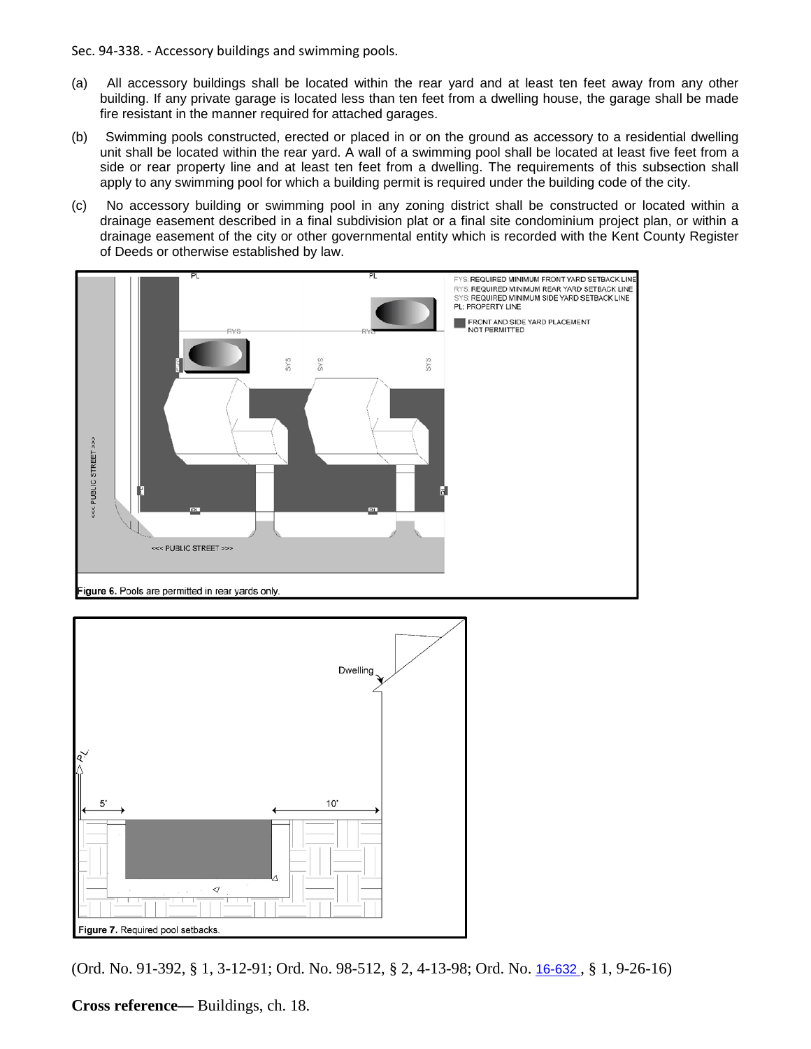Sec. 94-338. - Accessory buildings and swimming pools.

(a) All accessory buildings shall be located within the rear yard and at least ten feet away from any other building. If any private garage is located less than ten feet from a dwelling house, the garage shall be made fire resistant in the manner required for attached garages.

(b) Swimming pools constructed, erected or placed in or on the ground as accessory to a residential dwelling unit shall be located within the rear yard. A wall of a swimming pool shall be located at least five feet from a side or rear property line and at least ten feet from a dwelling. The requirements of this subsection shall apply to any swimming pool for which a building permit is required under the building code of the city.

(c) No accessory building or swimming pool in any zoning district shall be constructed or located within a drainage easement described in a final subdivision plat or a final site condominium project plan, or within a drainage easement of the city or other governmental entity which is recorded with the Kent County Register of Deeds or otherwise established by law.

**Figure 6.** Pools are permitted in rear yards only.

**Figure 7.** Required pool setbacks.

(Ord. No. 91-392, § 1, 3-12-91; Ord. No. 98-512, § 2, 4-13-98; Ord. No. 16-632 , § 1, 9-26-16)

**Cross reference—** Buildings, ch. 18.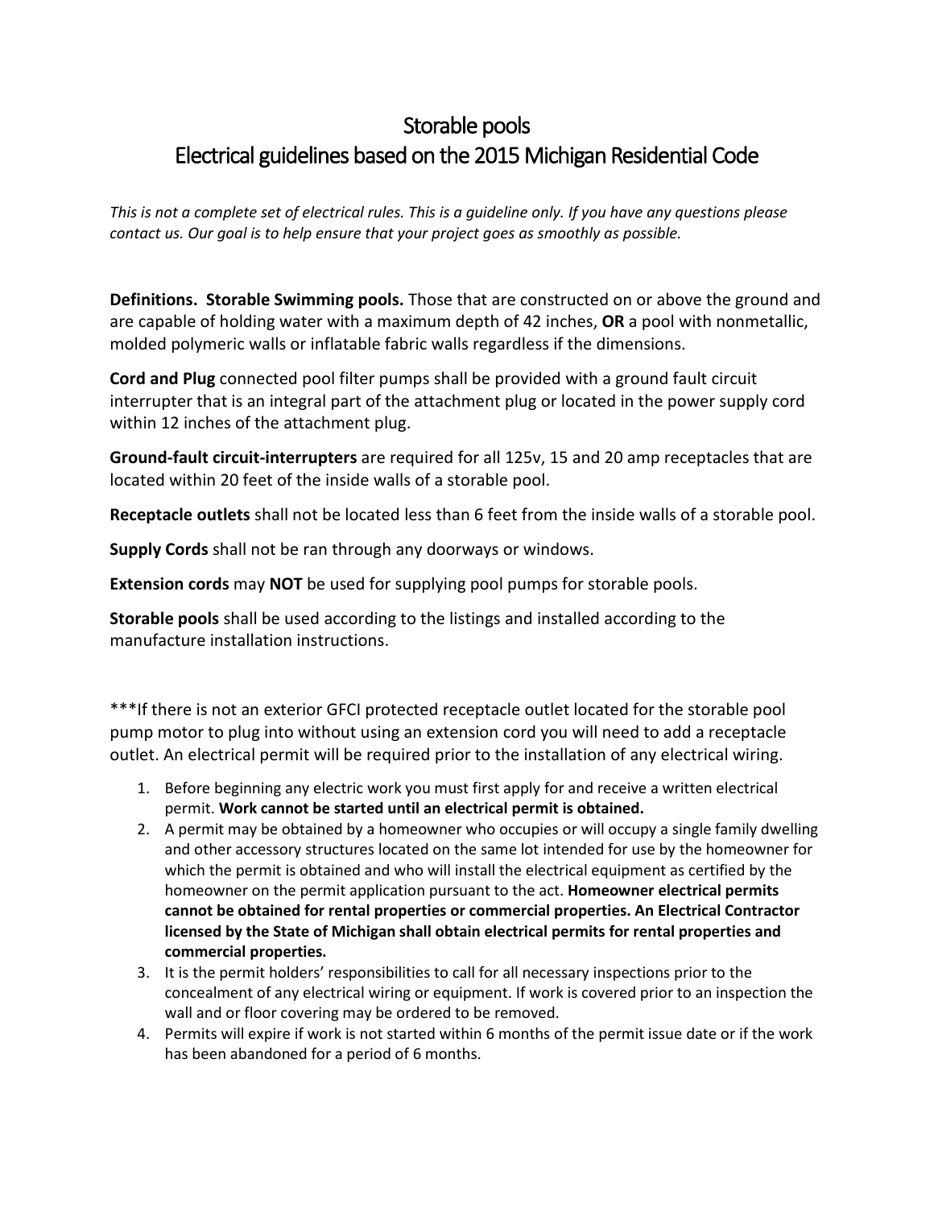# Storable pools
## Electrical guidelines based on the 2015 Michigan Residential Code

*This is not a complete set of electrical rules. This is a guideline only. If you have any questions please contact us. Our goal is to help ensure that your project goes as smoothly as possible.*

**Definitions. Storable Swimming pools.** Those that are constructed on or above the ground and are capable of holding water with a maximum depth of 42 inches, **OR** a pool with nonmetallic, molded polymeric walls or inflatable fabric walls regardless if the dimensions.

**Cord and Plug** connected pool filter pumps shall be provided with a ground fault circuit interrupter that is an integral part of the attachment plug or located in the power supply cord within 12 inches of the attachment plug.

**Ground-fault circuit-interrupters** are required for all 125v, 15 and 20 amp receptacles that are located within 20 feet of the inside walls of a storable pool.

**Receptacle outlets** shall not be located less than 6 feet from the inside walls of a storable pool.

**Supply Cords** shall not be ran through any doorways or windows.

**Extension cords** may **NOT** be used for supplying pool pumps for storable pools.

**Storable pools** shall be used according to the listings and installed according to the manufacture installation instructions.

***If there is not an exterior GFCI protected receptacle outlet located for the storable pool pump motor to plug into without using an extension cord you will need to add a receptacle outlet. An electrical permit will be required prior to the installation of any electrical wiring.

1. Before beginning any electric work you must first apply for and receive a written electrical permit. **Work cannot be started until an electrical permit is obtained.**
2. A permit may be obtained by a homeowner who occupies or will occupy a single family dwelling and other accessory structures located on the same lot intended for use by the homeowner for which the permit is obtained and who will install the electrical equipment as certified by the homeowner on the permit application pursuant to the act. **Homeowner electrical permits cannot be obtained for rental properties or commercial properties. An Electrical Contractor licensed by the State of Michigan shall obtain electrical permits for rental properties and commercial properties.**
3. It is the permit holders' responsibilities to call for all necessary inspections prior to the concealment of any electrical wiring or equipment. If work is covered prior to an inspection the wall and or floor covering may be ordered to be removed.
4. Permits will expire if work is not started within 6 months of the permit issue date or if the work has been abandoned for a period of 6 months.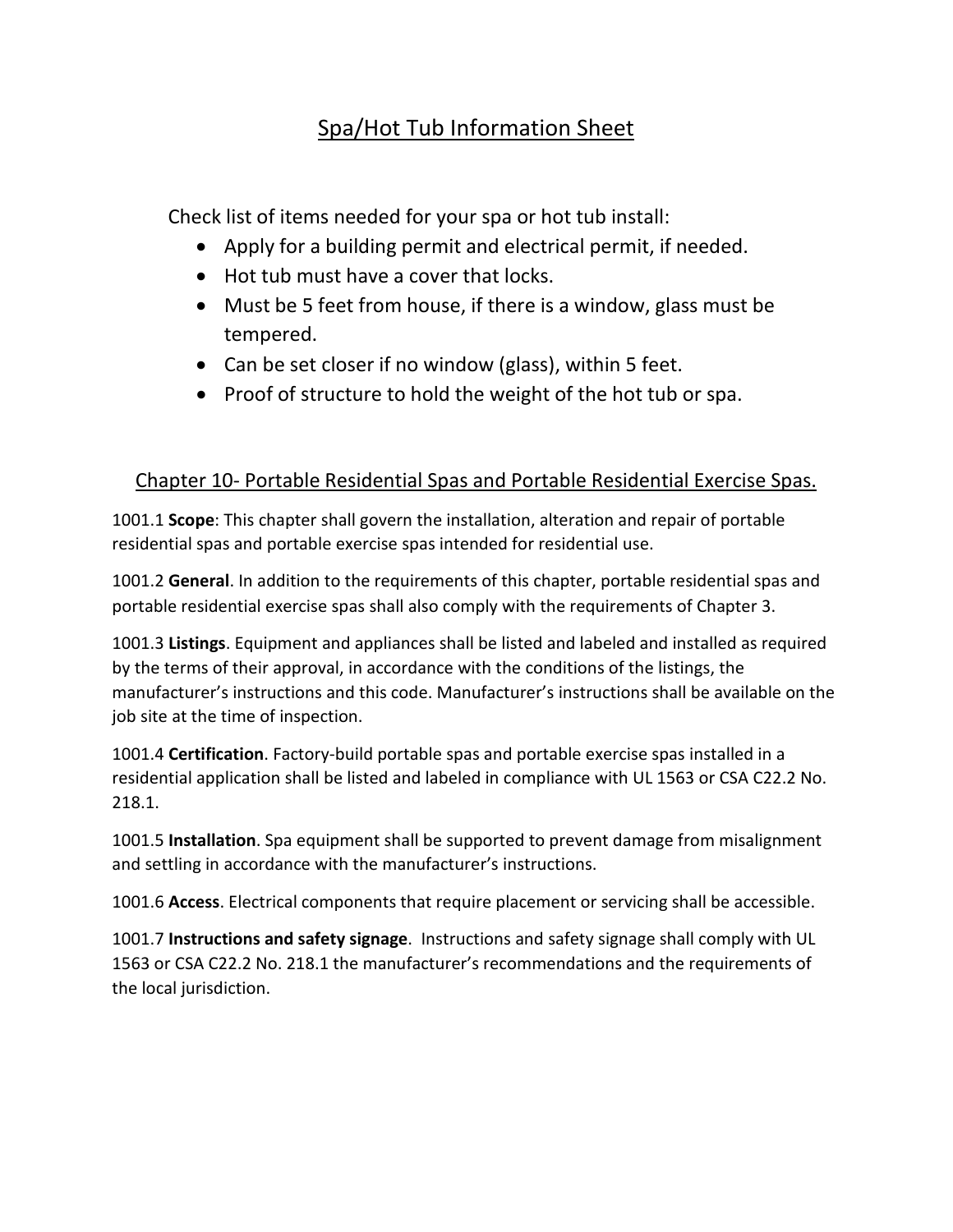# Spa/Hot Tub Information Sheet

Check list of items needed for your spa or hot tub install:

- Apply for a building permit and electrical permit, if needed.
- Hot tub must have a cover that locks.
- Must be 5 feet from house, if there is a window, glass must be tempered.
- Can be set closer if no window (glass), within 5 feet.
- Proof of structure to hold the weight of the hot tub or spa.

## Chapter 10- Portable Residential Spas and Portable Residential Exercise Spas.

1001.1 **Scope**: This chapter shall govern the installation, alteration and repair of portable residential spas and portable exercise spas intended for residential use.

1001.2 **General**. In addition to the requirements of this chapter, portable residential spas and portable residential exercise spas shall also comply with the requirements of Chapter 3.

1001.3 **Listings**. Equipment and appliances shall be listed and labeled and installed as required by the terms of their approval, in accordance with the conditions of the listings, the manufacturer's instructions and this code. Manufacturer's instructions shall be available on the job site at the time of inspection.

1001.4 **Certification**. Factory-build portable spas and portable exercise spas installed in a residential application shall be listed and labeled in compliance with UL 1563 or CSA C22.2 No. 218.1.

1001.5 **Installation**. Spa equipment shall be supported to prevent damage from misalignment and settling in accordance with the manufacturer's instructions.

1001.6 **Access**. Electrical components that require placement or servicing shall be accessible.

1001.7 **Instructions and safety signage**. Instructions and safety signage shall comply with UL 1563 or CSA C22.2 No. 218.1 the manufacturer's recommendations and the requirements of the local jurisdiction.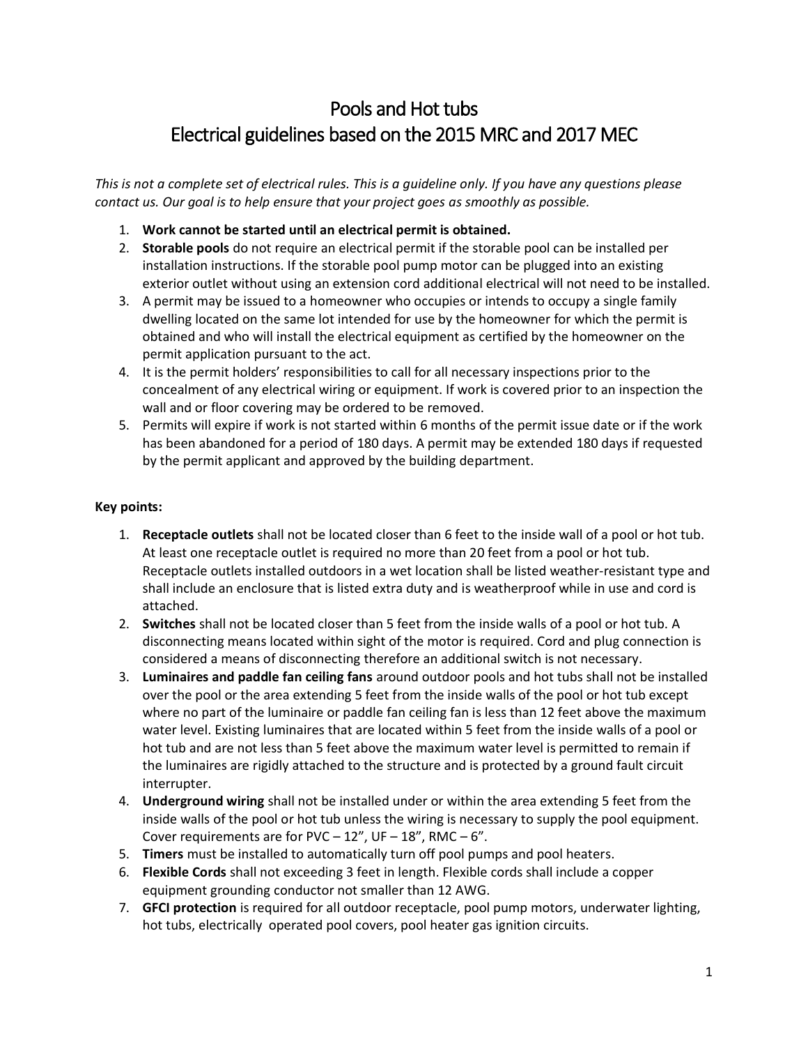# Pools and Hot tubs
# Electrical guidelines based on the 2015 MRC and 2017 MEC

*This is not a complete set of electrical rules. This is a guideline only. If you have any questions please contact us. Our goal is to help ensure that your project goes as smoothly as possible.*

1. **Work cannot be started until an electrical permit is obtained.**
2. **Storable pools** do not require an electrical permit if the storable pool can be installed per installation instructions. If the storable pool pump motor can be plugged into an existing exterior outlet without using an extension cord additional electrical will not need to be installed.
3. A permit may be issued to a homeowner who occupies or intends to occupy a single family dwelling located on the same lot intended for use by the homeowner for which the permit is obtained and who will install the electrical equipment as certified by the homeowner on the permit application pursuant to the act.
4. It is the permit holders' responsibilities to call for all necessary inspections prior to the concealment of any electrical wiring or equipment. If work is covered prior to an inspection the wall and or floor covering may be ordered to be removed.
5. Permits will expire if work is not started within 6 months of the permit issue date or if the work has been abandoned for a period of 180 days. A permit may be extended 180 days if requested by the permit applicant and approved by the building department.

**Key points:**

1. **Receptacle outlets** shall not be located closer than 6 feet to the inside wall of a pool or hot tub. At least one receptacle outlet is required no more than 20 feet from a pool or hot tub. Receptacle outlets installed outdoors in a wet location shall be listed weather-resistant type and shall include an enclosure that is listed extra duty and is weatherproof while in use and cord is attached.
2. **Switches** shall not be located closer than 5 feet from the inside walls of a pool or hot tub. A disconnecting means located within sight of the motor is required. Cord and plug connection is considered a means of disconnecting therefore an additional switch is not necessary.
3. **Luminaires and paddle fan ceiling fans** around outdoor pools and hot tubs shall not be installed over the pool or the area extending 5 feet from the inside walls of the pool or hot tub except where no part of the luminaire or paddle fan ceiling fan is less than 12 feet above the maximum water level. Existing luminaires that are located within 5 feet from the inside walls of a pool or hot tub and are not less than 5 feet above the maximum water level is permitted to remain if the luminaires are rigidly attached to the structure and is protected by a ground fault circuit interrupter.
4. **Underground wiring** shall not be installed under or within the area extending 5 feet from the inside walls of the pool or hot tub unless the wiring is necessary to supply the pool equipment. Cover requirements are for PVC – 12", UF – 18", RMC – 6".
5. **Timers** must be installed to automatically turn off pool pumps and pool heaters.
6. **Flexible Cords** shall not exceeding 3 feet in length. Flexible cords shall include a copper equipment grounding conductor not smaller than 12 AWG.
7. **GFCI protection** is required for all outdoor receptacle, pool pump motors, underwater lighting, hot tubs, electrically operated pool covers, pool heater gas ignition circuits.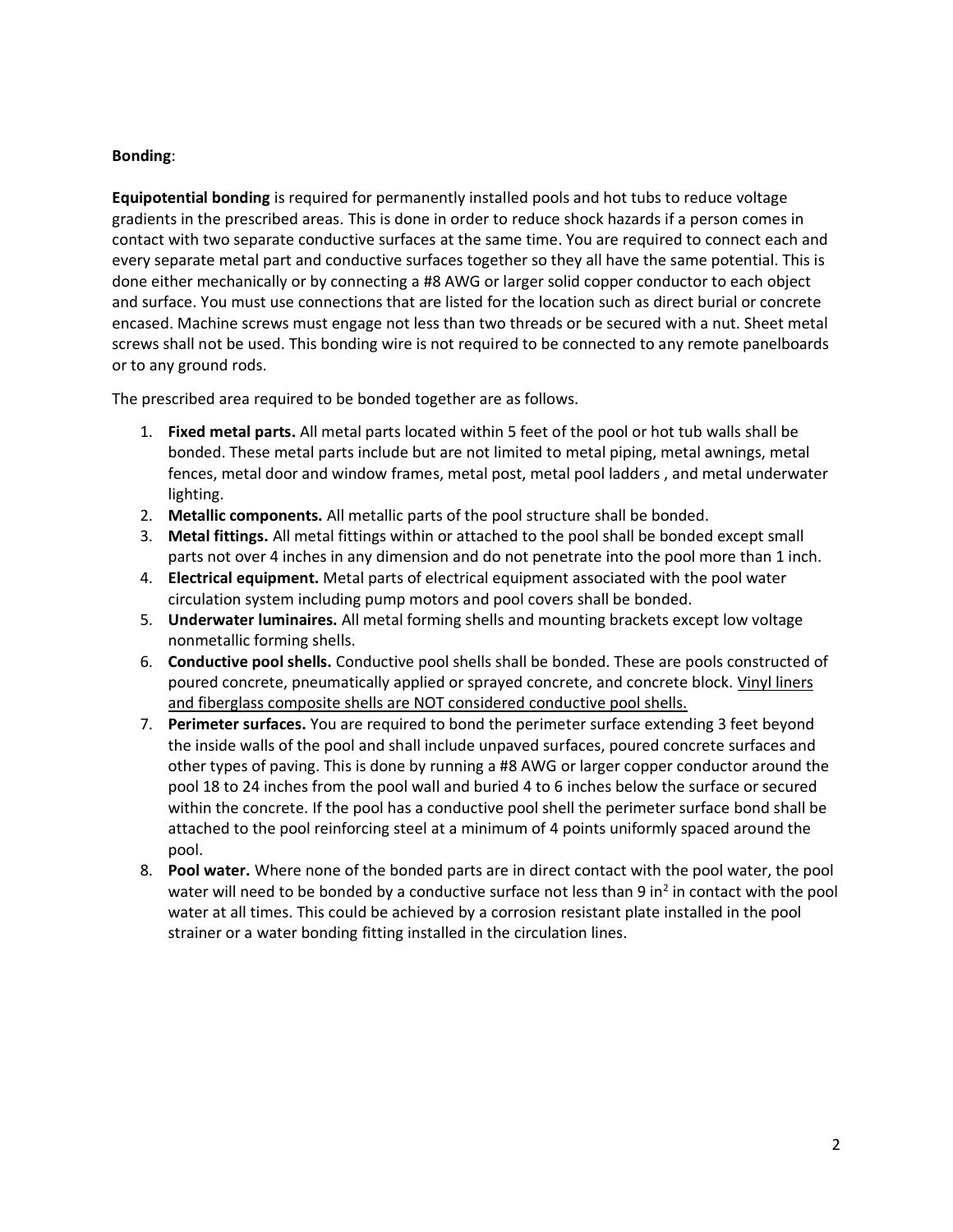**Bonding**:

**Equipotential bonding** is required for permanently installed pools and hot tubs to reduce voltage gradients in the prescribed areas. This is done in order to reduce shock hazards if a person comes in contact with two separate conductive surfaces at the same time. You are required to connect each and every separate metal part and conductive surfaces together so they all have the same potential. This is done either mechanically or by connecting a #8 AWG or larger solid copper conductor to each object and surface. You must use connections that are listed for the location such as direct burial or concrete encased. Machine screws must engage not less than two threads or be secured with a nut. Sheet metal screws shall not be used. This bonding wire is not required to be connected to any remote panelboards or to any ground rods.

The prescribed area required to be bonded together are as follows.

1. **Fixed metal parts.** All metal parts located within 5 feet of the pool or hot tub walls shall be bonded. These metal parts include but are not limited to metal piping, metal awnings, metal fences, metal door and window frames, metal post, metal pool ladders , and metal underwater lighting.
2. **Metallic components.** All metallic parts of the pool structure shall be bonded.
3. **Metal fittings.** All metal fittings within or attached to the pool shall be bonded except small parts not over 4 inches in any dimension and do not penetrate into the pool more than 1 inch.
4. **Electrical equipment.** Metal parts of electrical equipment associated with the pool water circulation system including pump motors and pool covers shall be bonded.
5. **Underwater luminaires.** All metal forming shells and mounting brackets except low voltage nonmetallic forming shells.
6. **Conductive pool shells.** Conductive pool shells shall be bonded. These are pools constructed of poured concrete, pneumatically applied or sprayed concrete, and concrete block. <u>Vinyl liners and fiberglass composite shells are NOT considered conductive pool shells.</u>
7. **Perimeter surfaces.** You are required to bond the perimeter surface extending 3 feet beyond the inside walls of the pool and shall include unpaved surfaces, poured concrete surfaces and other types of paving. This is done by running a #8 AWG or larger copper conductor around the pool 18 to 24 inches from the pool wall and buried 4 to 6 inches below the surface or secured within the concrete. If the pool has a conductive pool shell the perimeter surface bond shall be attached to the pool reinforcing steel at a minimum of 4 points uniformly spaced around the pool.
8. **Pool water.** Where none of the bonded parts are in direct contact with the pool water, the pool water will need to be bonded by a conductive surface not less than 9 $in^2$ in contact with the pool water at all times. This could be achieved by a corrosion resistant plate installed in the pool strainer or a water bonding fitting installed in the circulation lines.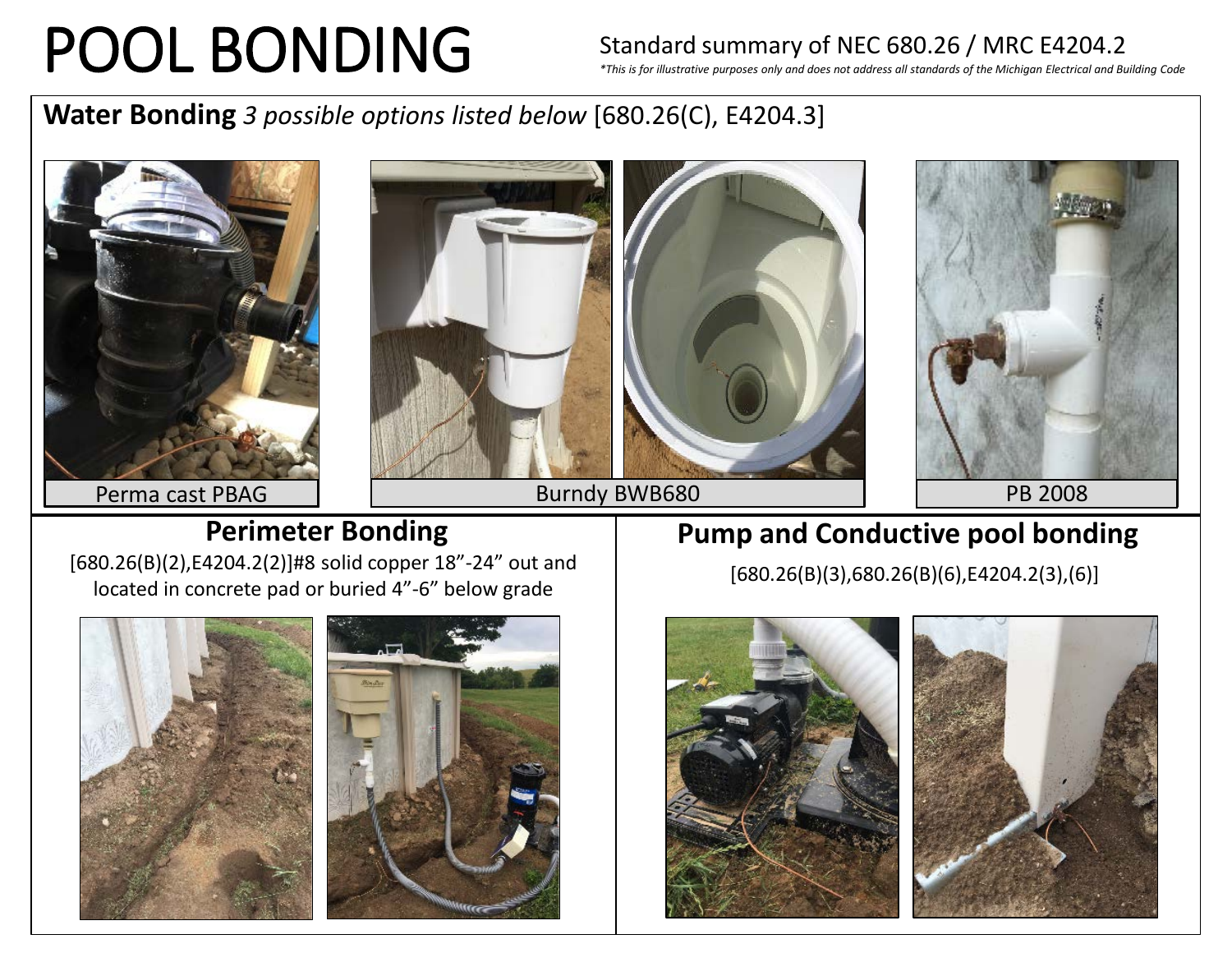# POOL BONDING

Standard summary of NEC 680.26 / MRC E4204.2

*\*This is for illustrative purposes only and does not address all standards of the Michigan Electrical and Building Code*

## **Water Bonding** *3 possible options listed below* [680.26(C), E4204.3]

Perma cast PBAG

Burndy BWB680

PB 2008

## Perimeter Bonding

[680.26(B)(2),E4204.2(2)]#8 solid copper 18"-24" out and located in concrete pad or buried 4"-6" below grade

## Pump and Conductive pool bonding

[680.26(B)(3),680.26(B)(6),E4204.2(3),(6)]